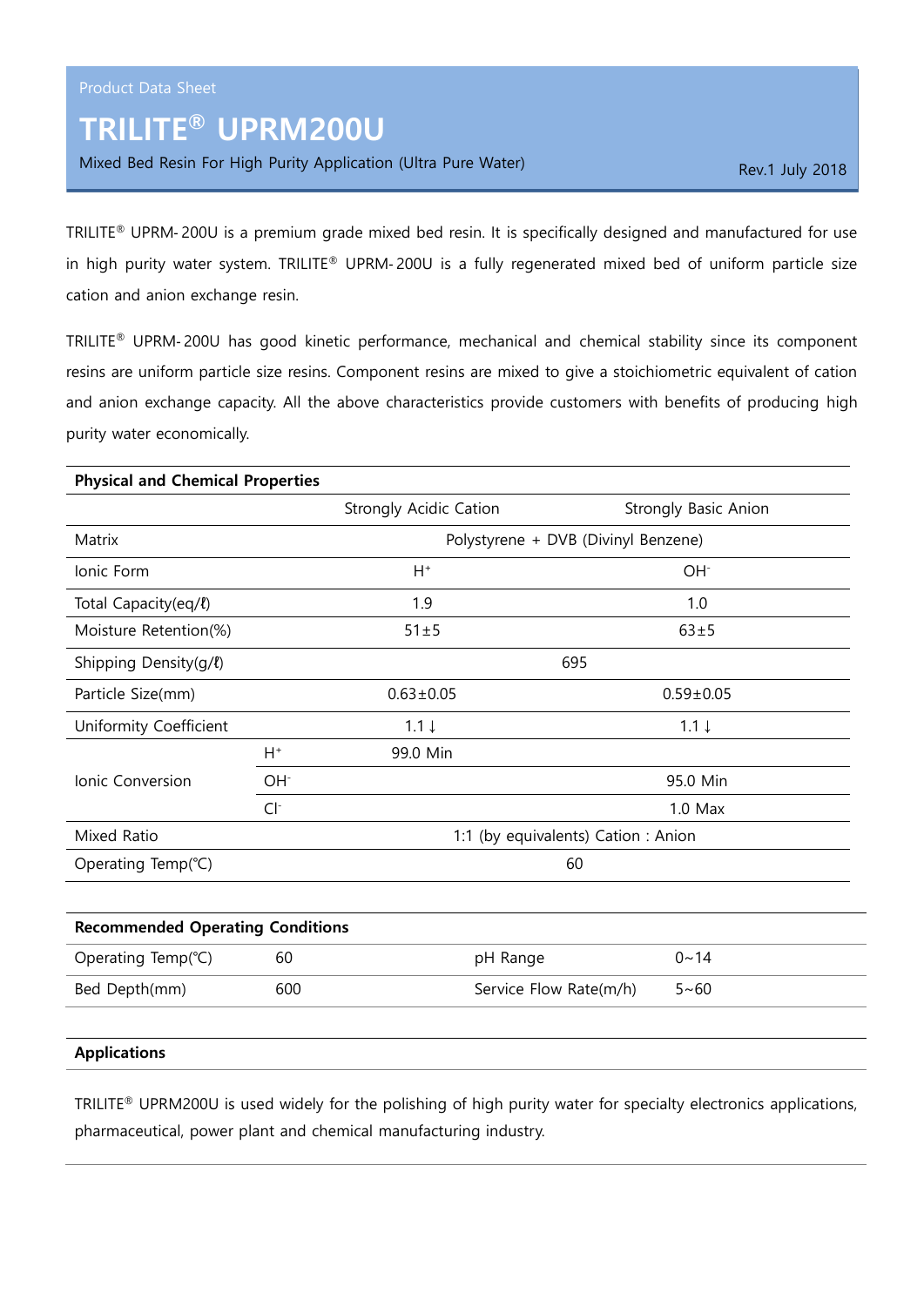Product Data Sheet

# TRILITE® UPRM200U

Mixed Bed Resin For High Purity Application (Ultra Pure Water)

Rev.1 July 2018

TRILITE® UPRM-200U is a premium grade mixed bed resin. It is specifically designed and manufactured for use in high purity water system. TRILITE® UPRM-200U is a fully regenerated mixed bed of uniform particle size cation and anion exchange resin.

TRILITE® UPRM-200U has good kinetic performance, mechanical and chemical stability since its component resins are uniform particle size resins. Component resins are mixed to give a stoichiometric equivalent of cation and anion exchange capacity. All the above characteristics provide customers with benefits of producing high purity water economically.

## Physical and Chemical Properties

| | | Strongly Acidic Cation | Strongly Basic Anion |
|---|---|---|---|
| Matrix | | Polystyrene + DVB (Divinyl Benzene) | |
| Ionic Form | | $H^+$ | $OH^-$ |
| Total Capacity(eq/ℓ) | | 1.9 | 1.0 |
| Moisture Retention(%) | | 51±5 | 63±5 |
| Shipping Density(g/ℓ) | | 695 | |
| Particle Size(mm) | | 0.63±0.05 | 0.59±0.05 |
| Uniformity Coefficient | | 1.1 ↓ | 1.1 ↓ |
| Ionic Conversion | $H^+$ | 99.0 Min | |
| | $OH^-$ | | 95.0 Min |
| | $Cl^-$ | | 1.0 Max |
| Mixed Ratio | | 1:1 (by equivalents) Cation : Anion | |
| Operating Temp(℃) | | 60 | |

## Recommended Operating Conditions

| | | | |
|---|---|---|---|
| Operating Temp(℃) | 60 | pH Range | 0~14 |
| Bed Depth(mm) | 600 | Service Flow Rate(m/h) | 5~60 |

## Applications

TRILITE® UPRM200U is used widely for the polishing of high purity water for specialty electronics applications, pharmaceutical, power plant and chemical manufacturing industry.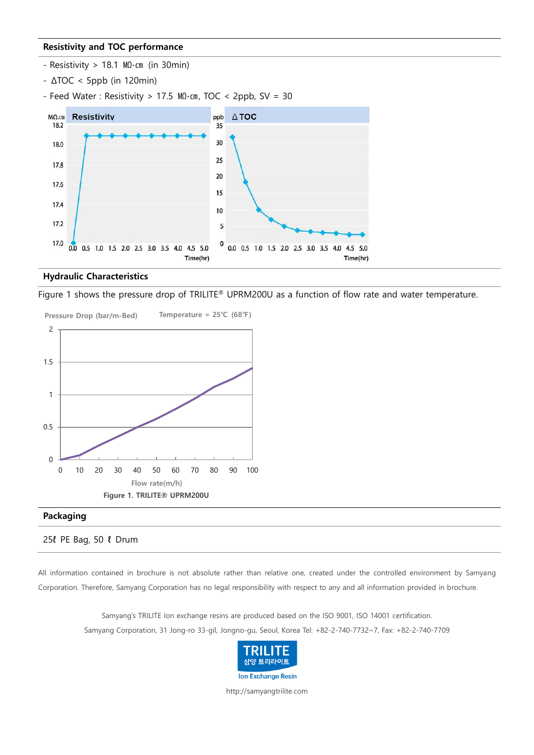## Resistivity and TOC performance

- Resistivity > 18.1 MΩ·cm (in 30min)
- ΔTOC < 5ppb (in 120min)
- Feed Water : Resistivity > 17.5 MΩ·cm, TOC < 2ppb, SV = 30

MΩ.cm Resistivity
18.2
18.0
17.8
17.6
17.4
17.2
17.0
0.0 0.5 1.0 1.5 2.0 2.5 3.0 3.5 4.0 4.5 5.0
Time(hr)

ppb ΔTOC
35
30
25
20
15
10
5
0
0.0 0.5 1.0 1.5 2.0 2.5 3.0 3.5 4.0 4.5 5.0
Time(hr)

## Hydraulic Characteristics

Figure 1 shows the pressure drop of TRILITE® UPRM200U as a function of flow rate and water temperature.

Pressure Drop (bar/m-Bed)
Temperature = 25℃ (68℉)
2
1.5
1
0.5
0
0 10 20 30 40 50 60 70 80 90 100
Flow rate(m/h)

Figure 1. TRILITE® UPRM200U

## Packaging

25ℓ PE Bag, 50 ℓ Drum

All information contained in brochure is not absolute rather than relative one, created under the controlled environment by Samyang Corporation. Therefore, Samyang Corporation has no legal responsibility with respect to any and all information provided in brochure.

Samyang's TRILITE Ion exchange resins are produced based on the ISO 9001, ISO 14001 certification.

Samyang Corporation, 31 Jong-ro 33-gil, Jongno-gu, Seoul, Korea Tel: +82-2-740-7732~7, Fax: +82-2-740-7709

TRILITE
삼양 트리라이트
Ion Exchange Resin

http://samyangtrilite.com